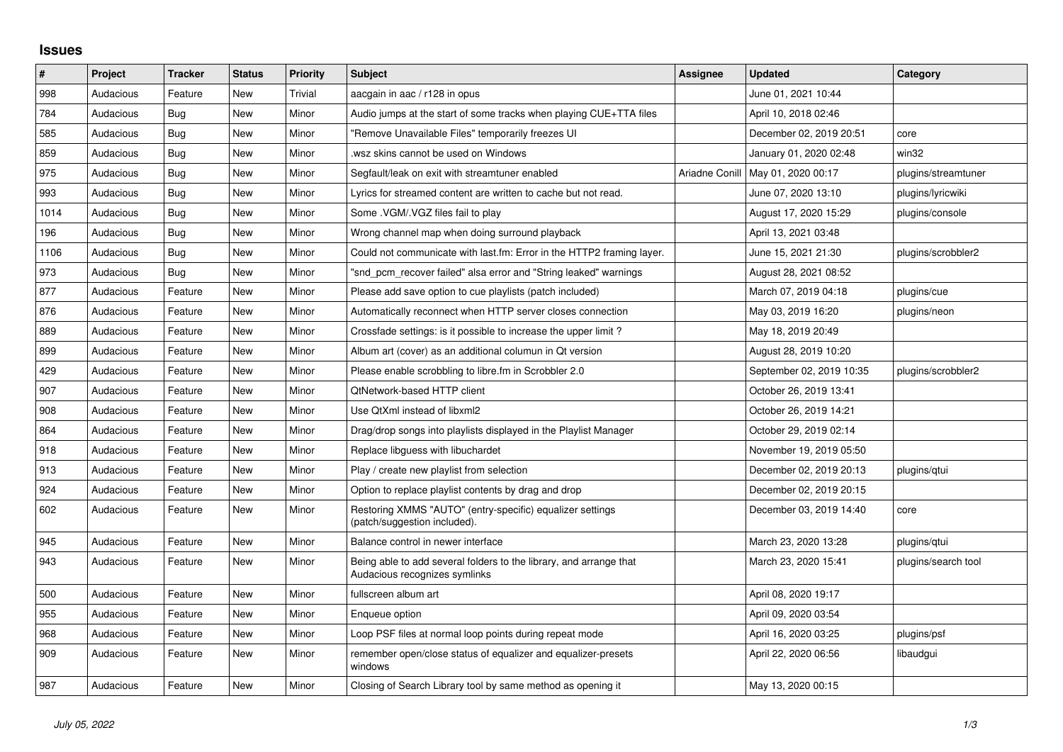## Issues

| # | Project | Tracker | Status | Priority | Subject | Assignee | Updated | Category |
|---|---|---|---|---|---|---|---|---|
| 998 | Audacious | Feature | New | Trivial | aacgain in aac / r128 in opus | | June 01, 2021 10:44 | |
| 784 | Audacious | Bug | New | Minor | Audio jumps at the start of some tracks when playing CUE+TTA files | | April 10, 2018 02:46 | |
| 585 | Audacious | Bug | New | Minor | "Remove Unavailable Files" temporarily freezes UI | | December 02, 2019 20:51 | core |
| 859 | Audacious | Bug | New | Minor | .wsz skins cannot be used on Windows | | January 01, 2020 02:48 | win32 |
| 975 | Audacious | Bug | New | Minor | Segfault/leak on exit with streamtuner enabled | Ariadne Conill | May 01, 2020 00:17 | plugins/streamtuner |
| 993 | Audacious | Bug | New | Minor | Lyrics for streamed content are written to cache but not read. | | June 07, 2020 13:10 | plugins/lyricwiki |
| 1014 | Audacious | Bug | New | Minor | Some .VGM/.VGZ files fail to play | | August 17, 2020 15:29 | plugins/console |
| 196 | Audacious | Bug | New | Minor | Wrong channel map when doing surround playback | | April 13, 2021 03:48 | |
| 1106 | Audacious | Bug | New | Minor | Could not communicate with last.fm: Error in the HTTP2 framing layer. | | June 15, 2021 21:30 | plugins/scrobbler2 |
| 973 | Audacious | Bug | New | Minor | "snd_pcm_recover failed" alsa error and "String leaked" warnings | | August 28, 2021 08:52 | |
| 877 | Audacious | Feature | New | Minor | Please add save option to cue playlists (patch included) | | March 07, 2019 04:18 | plugins/cue |
| 876 | Audacious | Feature | New | Minor | Automatically reconnect when HTTP server closes connection | | May 03, 2019 16:20 | plugins/neon |
| 889 | Audacious | Feature | New | Minor | Crossfade settings: is it possible to increase the upper limit ? | | May 18, 2019 20:49 | |
| 899 | Audacious | Feature | New | Minor | Album art (cover) as an additional columun in Qt version | | August 28, 2019 10:20 | |
| 429 | Audacious | Feature | New | Minor | Please enable scrobbling to libre.fm in Scrobbler 2.0 | | September 02, 2019 10:35 | plugins/scrobbler2 |
| 907 | Audacious | Feature | New | Minor | QtNetwork-based HTTP client | | October 26, 2019 13:41 | |
| 908 | Audacious | Feature | New | Minor | Use QtXml instead of libxml2 | | October 26, 2019 14:21 | |
| 864 | Audacious | Feature | New | Minor | Drag/drop songs into playlists displayed in the Playlist Manager | | October 29, 2019 02:14 | |
| 918 | Audacious | Feature | New | Minor | Replace libguess with libuchardet | | November 19, 2019 05:50 | |
| 913 | Audacious | Feature | New | Minor | Play / create new playlist from selection | | December 02, 2019 20:13 | plugins/qtui |
| 924 | Audacious | Feature | New | Minor | Option to replace playlist contents by drag and drop | | December 02, 2019 20:15 | |
| 602 | Audacious | Feature | New | Minor | Restoring XMMS "AUTO" (entry-specific) equalizer settings (patch/suggestion included). | | December 03, 2019 14:40 | core |
| 945 | Audacious | Feature | New | Minor | Balance control in newer interface | | March 23, 2020 13:28 | plugins/qtui |
| 943 | Audacious | Feature | New | Minor | Being able to add several folders to the library, and arrange that Audacious recognizes symlinks | | March 23, 2020 15:41 | plugins/search tool |
| 500 | Audacious | Feature | New | Minor | fullscreen album art | | April 08, 2020 19:17 | |
| 955 | Audacious | Feature | New | Minor | Enqueue option | | April 09, 2020 03:54 | |
| 968 | Audacious | Feature | New | Minor | Loop PSF files at normal loop points during repeat mode | | April 16, 2020 03:25 | plugins/psf |
| 909 | Audacious | Feature | New | Minor | remember open/close status of equalizer and equalizer-presets windows | | April 22, 2020 06:56 | libaudgui |
| 987 | Audacious | Feature | New | Minor | Closing of Search Library tool by same method as opening it | | May 13, 2020 00:15 | |

*July 05, 2022*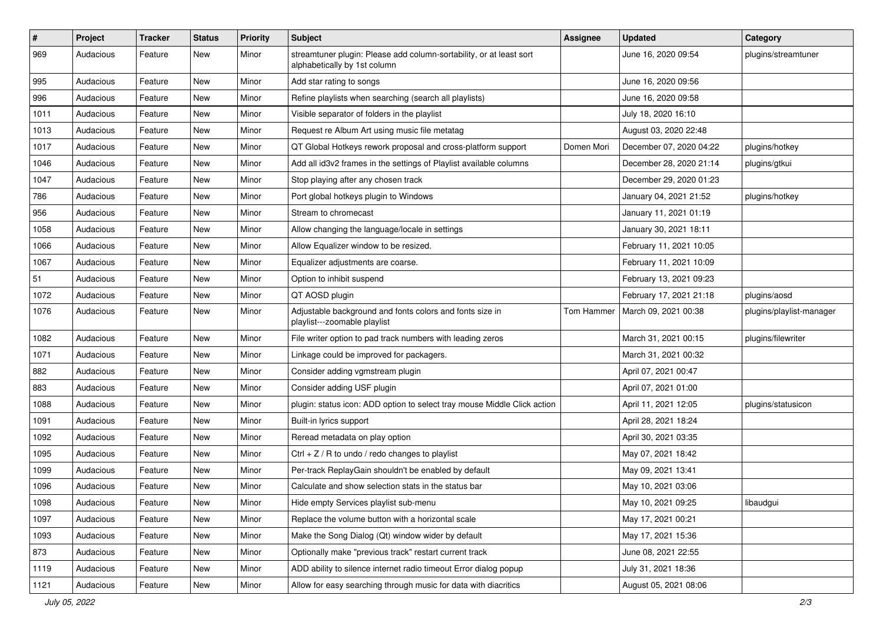| # | Project | Tracker | Status | Priority | Subject | Assignee | Updated | Category |
|---|---|---|---|---|---|---|---|---|
| 969 | Audacious | Feature | New | Minor | streamtuner plugin: Please add column-sortability, or at least sort alphabetically by 1st column | | June 16, 2020 09:54 | plugins/streamtuner |
| 995 | Audacious | Feature | New | Minor | Add star rating to songs | | June 16, 2020 09:56 | |
| 996 | Audacious | Feature | New | Minor | Refine playlists when searching (search all playlists) | | June 16, 2020 09:58 | |
| 1011 | Audacious | Feature | New | Minor | Visible separator of folders in the playlist | | July 18, 2020 16:10 | |
| 1013 | Audacious | Feature | New | Minor | Request re Album Art using music file metatag | | August 03, 2020 22:48 | |
| 1017 | Audacious | Feature | New | Minor | QT Global Hotkeys rework proposal and cross-platform support | Domen Mori | December 07, 2020 04:22 | plugins/hotkey |
| 1046 | Audacious | Feature | New | Minor | Add all id3v2 frames in the settings of Playlist available columns | | December 28, 2020 21:14 | plugins/gtkui |
| 1047 | Audacious | Feature | New | Minor | Stop playing after any chosen track | | December 29, 2020 01:23 | |
| 786 | Audacious | Feature | New | Minor | Port global hotkeys plugin to Windows | | January 04, 2021 21:52 | plugins/hotkey |
| 956 | Audacious | Feature | New | Minor | Stream to chromecast | | January 11, 2021 01:19 | |
| 1058 | Audacious | Feature | New | Minor | Allow changing the language/locale in settings | | January 30, 2021 18:11 | |
| 1066 | Audacious | Feature | New | Minor | Allow Equalizer window to be resized. | | February 11, 2021 10:05 | |
| 1067 | Audacious | Feature | New | Minor | Equalizer adjustments are coarse. | | February 11, 2021 10:09 | |
| 51 | Audacious | Feature | New | Minor | Option to inhibit suspend | | February 13, 2021 09:23 | |
| 1072 | Audacious | Feature | New | Minor | QT AOSD plugin | | February 17, 2021 21:18 | plugins/aosd |
| 1076 | Audacious | Feature | New | Minor | Adjustable background and fonts colors and fonts size in playlist---zoomable playlist | Tom Hammer | March 09, 2021 00:38 | plugins/playlist-manager |
| 1082 | Audacious | Feature | New | Minor | File writer option to pad track numbers with leading zeros | | March 31, 2021 00:15 | plugins/filewriter |
| 1071 | Audacious | Feature | New | Minor | Linkage could be improved for packagers. | | March 31, 2021 00:32 | |
| 882 | Audacious | Feature | New | Minor | Consider adding vgmstream plugin | | April 07, 2021 00:47 | |
| 883 | Audacious | Feature | New | Minor | Consider adding USF plugin | | April 07, 2021 01:00 | |
| 1088 | Audacious | Feature | New | Minor | plugin: status icon: ADD option to select tray mouse Middle Click action | | April 11, 2021 12:05 | plugins/statusicon |
| 1091 | Audacious | Feature | New | Minor | Built-in lyrics support | | April 28, 2021 18:24 | |
| 1092 | Audacious | Feature | New | Minor | Reread metadata on play option | | April 30, 2021 03:35 | |
| 1095 | Audacious | Feature | New | Minor | Ctrl + Z / R to undo / redo changes to playlist | | May 07, 2021 18:42 | |
| 1099 | Audacious | Feature | New | Minor | Per-track ReplayGain shouldn't be enabled by default | | May 09, 2021 13:41 | |
| 1096 | Audacious | Feature | New | Minor | Calculate and show selection stats in the status bar | | May 10, 2021 03:06 | |
| 1098 | Audacious | Feature | New | Minor | Hide empty Services playlist sub-menu | | May 10, 2021 09:25 | libaudgui |
| 1097 | Audacious | Feature | New | Minor | Replace the volume button with a horizontal scale | | May 17, 2021 00:21 | |
| 1093 | Audacious | Feature | New | Minor | Make the Song Dialog (Qt) window wider by default | | May 17, 2021 15:36 | |
| 873 | Audacious | Feature | New | Minor | Optionally make "previous track" restart current track | | June 08, 2021 22:55 | |
| 1119 | Audacious | Feature | New | Minor | ADD ability to silence internet radio timeout Error dialog popup | | July 31, 2021 18:36 | |
| 1121 | Audacious | Feature | New | Minor | Allow for easy searching through music for data with diacritics | | August 05, 2021 08:06 | |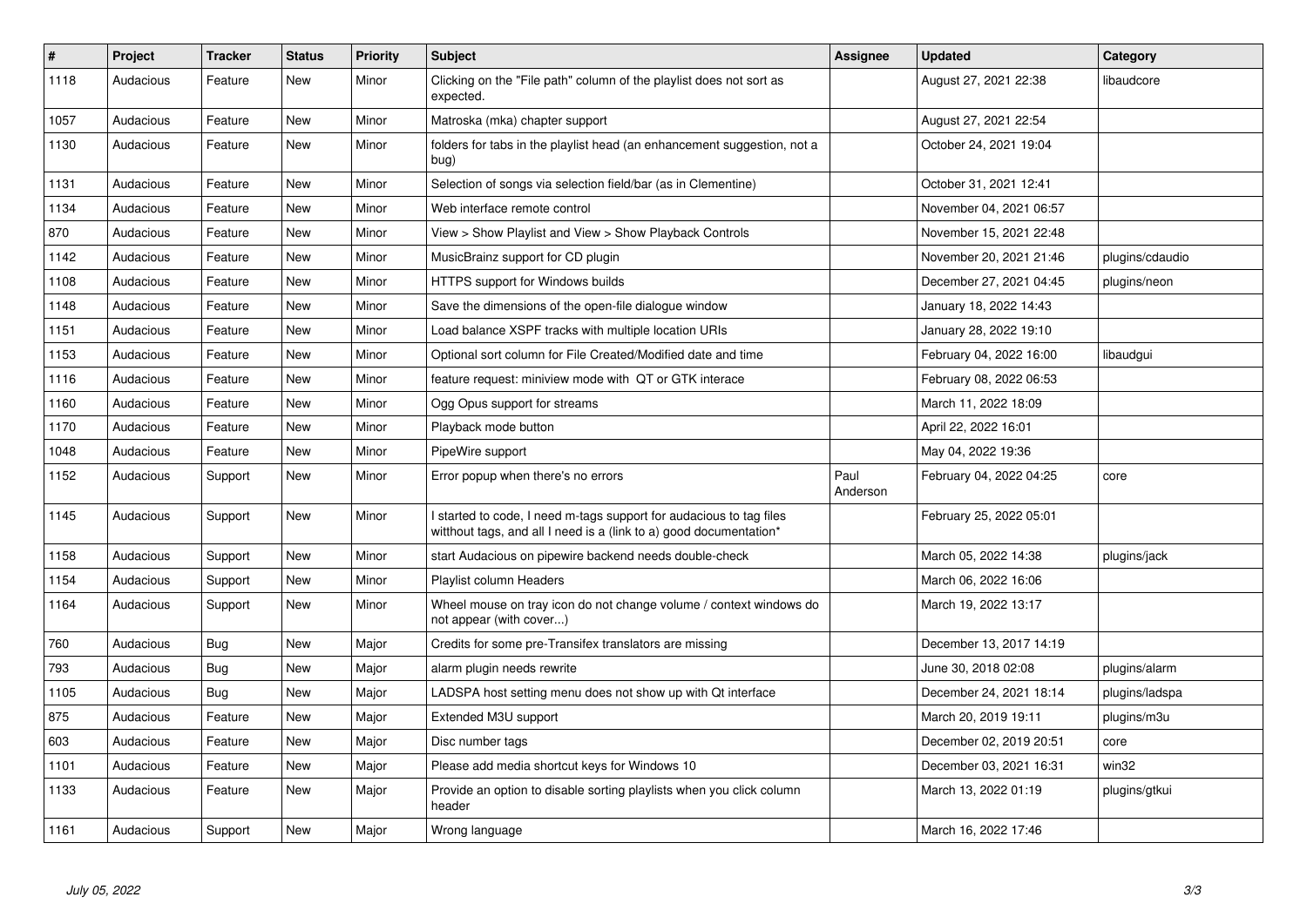| # | Project | Tracker | Status | Priority | Subject | Assignee | Updated | Category |
|---|---|---|---|---|---|---|---|---|
| 1118 | Audacious | Feature | New | Minor | Clicking on the "File path" column of the playlist does not sort as expected. | | August 27, 2021 22:38 | libaudcore |
| 1057 | Audacious | Feature | New | Minor | Matroska (mka) chapter support | | August 27, 2021 22:54 | |
| 1130 | Audacious | Feature | New | Minor | folders for tabs in the playlist head (an enhancement suggestion, not a bug) | | October 24, 2021 19:04 | |
| 1131 | Audacious | Feature | New | Minor | Selection of songs via selection field/bar (as in Clementine) | | October 31, 2021 12:41 | |
| 1134 | Audacious | Feature | New | Minor | Web interface remote control | | November 04, 2021 06:57 | |
| 870 | Audacious | Feature | New | Minor | View > Show Playlist and View > Show Playback Controls | | November 15, 2021 22:48 | |
| 1142 | Audacious | Feature | New | Minor | MusicBrainz support for CD plugin | | November 20, 2021 21:46 | plugins/cdaudio |
| 1108 | Audacious | Feature | New | Minor | HTTPS support for Windows builds | | December 27, 2021 04:45 | plugins/neon |
| 1148 | Audacious | Feature | New | Minor | Save the dimensions of the open-file dialogue window | | January 18, 2022 14:43 | |
| 1151 | Audacious | Feature | New | Minor | Load balance XSPF tracks with multiple location URIs | | January 28, 2022 19:10 | |
| 1153 | Audacious | Feature | New | Minor | Optional sort column for File Created/Modified date and time | | February 04, 2022 16:00 | libaudgui |
| 1116 | Audacious | Feature | New | Minor | feature request: miniview mode with QT or GTK interace | | February 08, 2022 06:53 | |
| 1160 | Audacious | Feature | New | Minor | Ogg Opus support for streams | | March 11, 2022 18:09 | |
| 1170 | Audacious | Feature | New | Minor | Playback mode button | | April 22, 2022 16:01 | |
| 1048 | Audacious | Feature | New | Minor | PipeWire support | | May 04, 2022 19:36 | |
| 1152 | Audacious | Support | New | Minor | Error popup when there's no errors | Paul Anderson | February 04, 2022 04:25 | core |
| 1145 | Audacious | Support | New | Minor | I started to code, I need m-tags support for audacious to tag files witthout tags, and all I need is a (link to a) good documentation* | | February 25, 2022 05:01 | |
| 1158 | Audacious | Support | New | Minor | start Audacious on pipewire backend needs double-check | | March 05, 2022 14:38 | plugins/jack |
| 1154 | Audacious | Support | New | Minor | Playlist column Headers | | March 06, 2022 16:06 | |
| 1164 | Audacious | Support | New | Minor | Wheel mouse on tray icon do not change volume / context windows do not appear (with cover...) | | March 19, 2022 13:17 | |
| 760 | Audacious | Bug | New | Major | Credits for some pre-Transifex translators are missing | | December 13, 2017 14:19 | |
| 793 | Audacious | Bug | New | Major | alarm plugin needs rewrite | | June 30, 2018 02:08 | plugins/alarm |
| 1105 | Audacious | Bug | New | Major | LADSPA host setting menu does not show up with Qt interface | | December 24, 2021 18:14 | plugins/ladspa |
| 875 | Audacious | Feature | New | Major | Extended M3U support | | March 20, 2019 19:11 | plugins/m3u |
| 603 | Audacious | Feature | New | Major | Disc number tags | | December 02, 2019 20:51 | core |
| 1101 | Audacious | Feature | New | Major | Please add media shortcut keys for Windows 10 | | December 03, 2021 16:31 | win32 |
| 1133 | Audacious | Feature | New | Major | Provide an option to disable sorting playlists when you click column header | | March 13, 2022 01:19 | plugins/gtkui |
| 1161 | Audacious | Support | New | Major | Wrong language | | March 16, 2022 17:46 | |